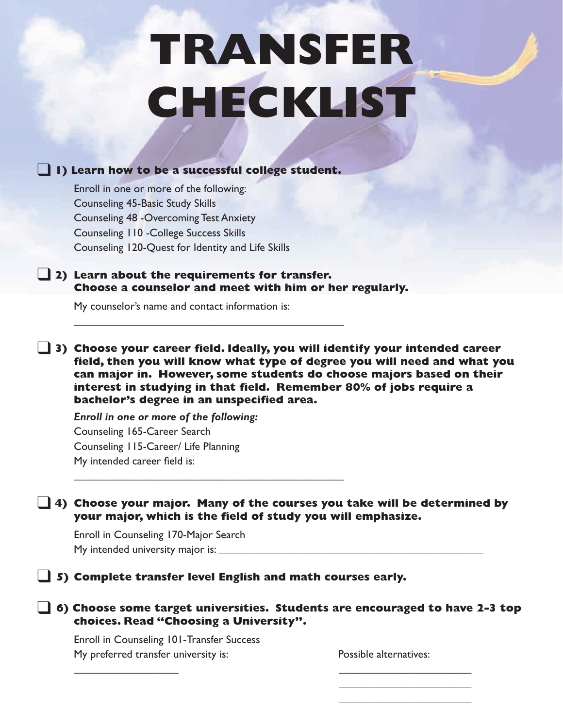# TRANSFER CHECKLIST

- [ ] **1) Learn how to be a successful college student.**

  Enroll in one or more of the following:
  Counseling 45-Basic Study Skills
  Counseling 48 -Overcoming Test Anxiety
  Counseling 110 -College Success Skills
  Counseling 120-Quest for Identity and Life Skills

- [ ] **2) Learn about the requirements for transfer. Choose a counselor and meet with him or her regularly.**

  My counselor's name and contact information is:

  ______________________________________________

- [ ] **3) Choose your career field. Ideally, you will identify your intended career field, then you will know what type of degree you will need and what you can major in. However, some students do choose majors based on their interest in studying in that field. Remember 80% of jobs require a bachelor's degree in an unspecified area.**

  ***Enroll in one or more of the following:***
  Counseling 165-Career Search
  Counseling 115-Career/ Life Planning
  My intended career field is:

  ______________________________________________

- [ ] **4) Choose your major. Many of the courses you take will be determined by your major, which is the field of study you will emphasize.**

  Enroll in Counseling 170-Major Search
  My intended university major is: ______________________________________________

- [ ] **5) Complete transfer level English and math courses early.**

- [ ] **6) Choose some target universities. Students are encouraged to have 2-3 top choices. Read "Choosing a University".**

  Enroll in Counseling 101-Transfer Success
  My preferred transfer university is:

  __________________

  Possible alternatives:

  ________________________

  ________________________

  ________________________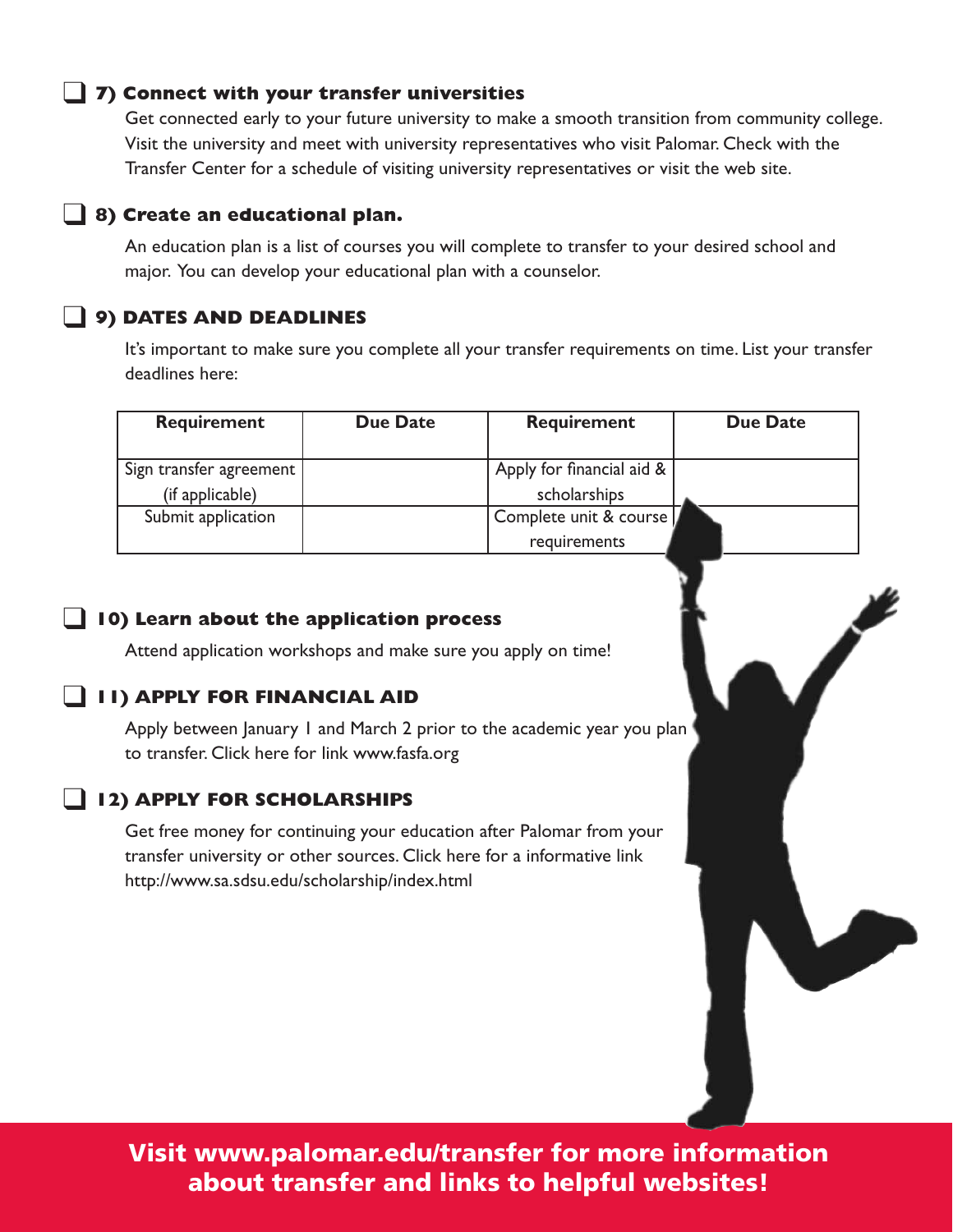## ☐ 7) Connect with your transfer universities

Get connected early to your future university to make a smooth transition from community college. Visit the university and meet with university representatives who visit Palomar. Check with the Transfer Center for a schedule of visiting university representatives or visit the web site.

## ☐ 8) Create an educational plan.

An education plan is a list of courses you will complete to transfer to your desired school and major. You can develop your educational plan with a counselor.

## ☐ 9) DATES AND DEADLINES

It's important to make sure you complete all your transfer requirements on time. List your transfer deadlines here:

| Requirement | Due Date | Requirement | Due Date |
|---|---|---|---|
| Sign transfer agreement (if applicable) | | Apply for financial aid & scholarships | |
| Submit application | | Complete unit & course requirements | |

## ☐ 10) Learn about the application process

Attend application workshops and make sure you apply on time!

## ☐ 11) APPLY FOR FINANCIAL AID

Apply between January 1 and March 2 prior to the academic year you plan to transfer. Click here for link www.fasfa.org

## ☐ 12) APPLY FOR SCHOLARSHIPS

Get free money for continuing your education after Palomar from your transfer university or other sources. Click here for a informative link http://www.sa.sdsu.edu/scholarship/index.html

**Visit www.palomar.edu/transfer for more information about transfer and links to helpful websites!**